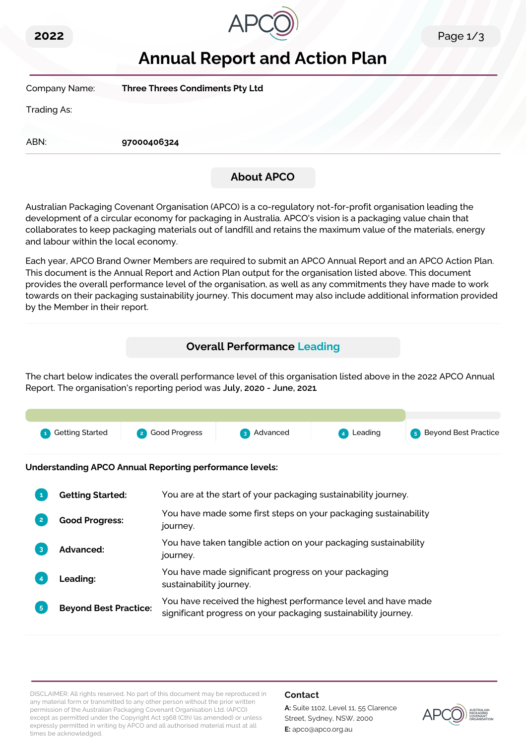2022

# Annual Report and Action Plan

| | |
|---|---|
| Company Name: | **Three Threes Condiments Pty Ltd** |
| Trading As: | |
| ABN: | **97000406324** |

## About APCO

Australian Packaging Covenant Organisation (APCO) is a co-regulatory not-for-profit organisation leading the development of a circular economy for packaging in Australia. APCO's vision is a packaging value chain that collaborates to keep packaging materials out of landfill and retains the maximum value of the materials, energy and labour within the local economy.

Each year, APCO Brand Owner Members are required to submit an APCO Annual Report and an APCO Action Plan. This document is the Annual Report and Action Plan output for the organisation listed above. This document provides the overall performance level of the organisation, as well as any commitments they have made to work towards on their packaging sustainability journey. This document may also include additional information provided by the Member in their report.

## Overall Performance Leading

The chart below indicates the overall performance level of this organisation listed above in the 2022 APCO Annual Report. The organisation's reporting period was **July, 2020 - June, 2021**

1 Getting Started | 2 Good Progress | 3 Advanced | 4 Leading | 5 Beyond Best Practice

**Understanding APCO Annual Reporting performance levels:**

| | |
|---|---|
| 1 **Getting Started:** | You are at the start of your packaging sustainability journey. |
| 2 **Good Progress:** | You have made some first steps on your packaging sustainability journey. |
| 3 **Advanced:** | You have taken tangible action on your packaging sustainability journey. |
| 4 **Leading:** | You have made significant progress on your packaging sustainability journey. |
| 5 **Beyond Best Practice:** | You have received the highest performance level and have made significant progress on your packaging sustainability journey. |

DISCLAIMER: All rights reserved. No part of this document may be reproduced in any material form or transmitted to any other person without the prior written permission of the Australian Packaging Covenant Organisation Ltd. (APCO) except as permitted under the Copyright Act 1968 (Cth) (as amended) or unless expressly permitted in writing by APCO and all authorised material must at all times be acknowledged.

**Contact**

**A:** Suite 1102, Level 11, 55 Clarence Street, Sydney, NSW, 2000

**E:** apco@apco.org.au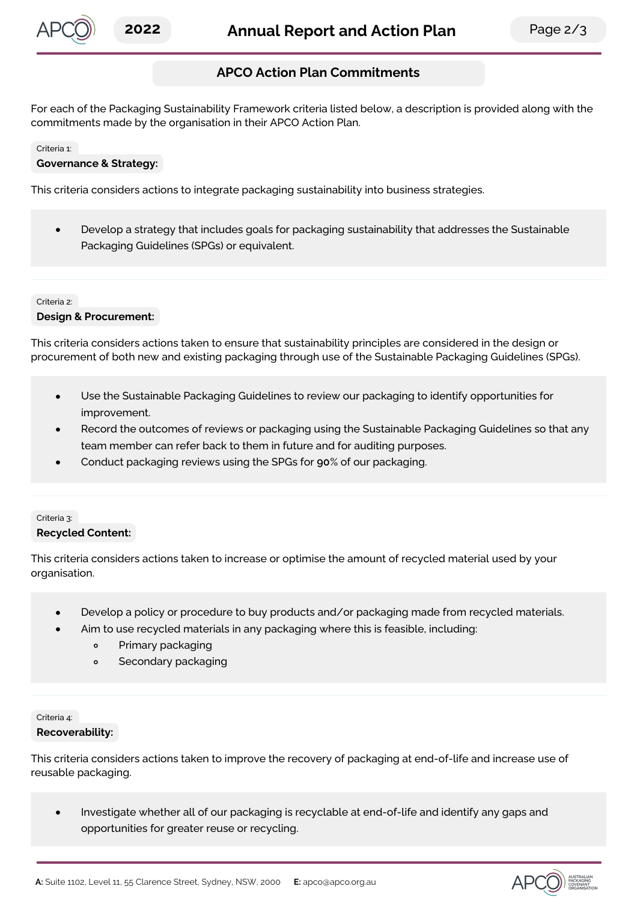## APCO Action Plan Commitments

For each of the Packaging Sustainability Framework criteria listed below, a description is provided along with the commitments made by the organisation in their APCO Action Plan.

Criteria 1:

### Governance & Strategy:

This criteria considers actions to integrate packaging sustainability into business strategies.

- Develop a strategy that includes goals for packaging sustainability that addresses the Sustainable Packaging Guidelines (SPGs) or equivalent.

Criteria 2:

### Design & Procurement:

This criteria considers actions taken to ensure that sustainability principles are considered in the design or procurement of both new and existing packaging through use of the Sustainable Packaging Guidelines (SPGs).

- Use the Sustainable Packaging Guidelines to review our packaging to identify opportunities for improvement.
- Record the outcomes of reviews or packaging using the Sustainable Packaging Guidelines so that any team member can refer back to them in future and for auditing purposes.
- Conduct packaging reviews using the SPGs for **90**% of our packaging.

Criteria 3:

### Recycled Content:

This criteria considers actions taken to increase or optimise the amount of recycled material used by your organisation.

- Develop a policy or procedure to buy products and/or packaging made from recycled materials.
- Aim to use recycled materials in any packaging where this is feasible, including:
  - Primary packaging
  - Secondary packaging

Criteria 4:

### Recoverability:

This criteria considers actions taken to improve the recovery of packaging at end-of-life and increase use of reusable packaging.

- Investigate whether all of our packaging is recyclable at end-of-life and identify any gaps and opportunities for greater reuse or recycling.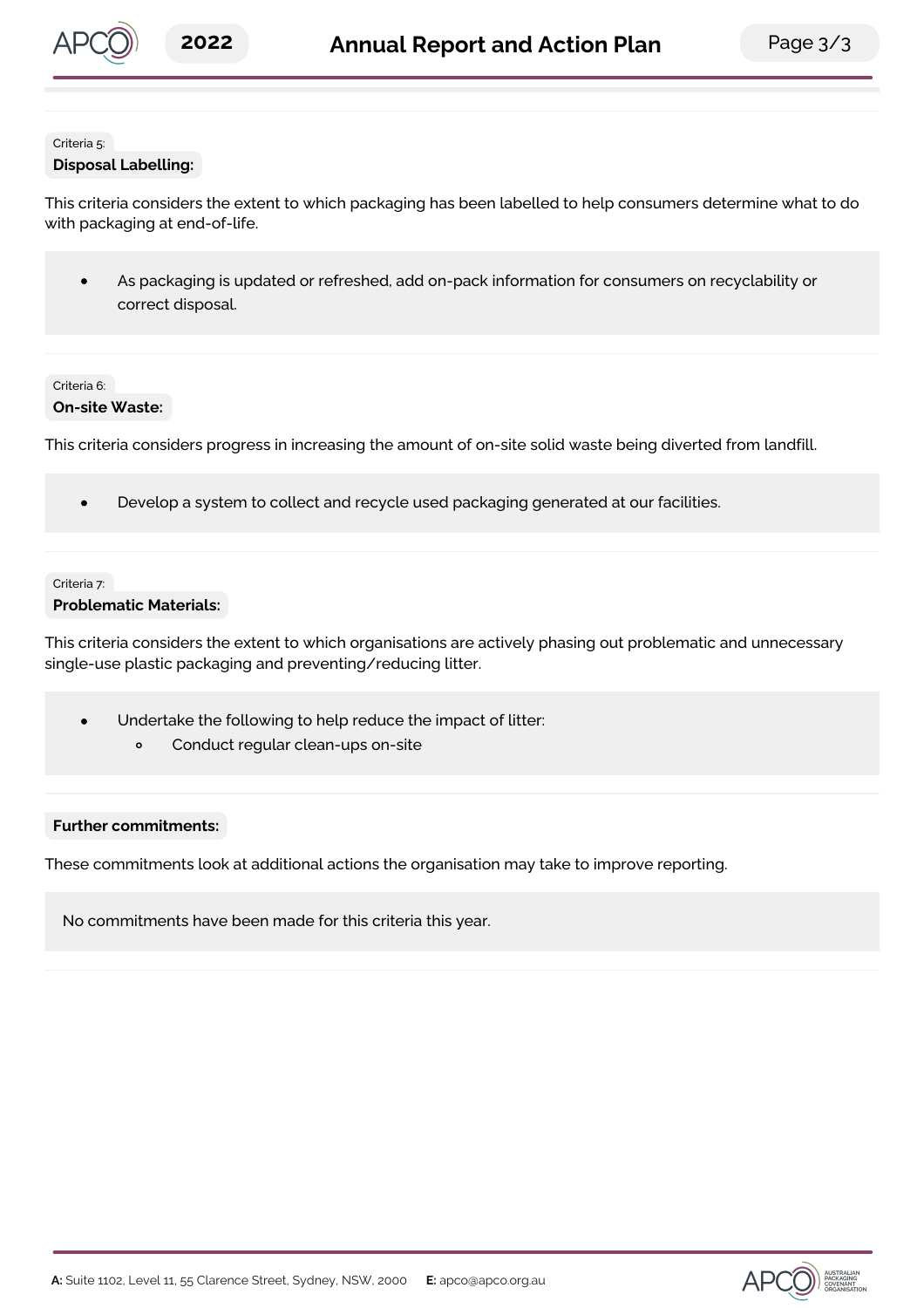Criteria 5:

**Disposal Labelling:**

This criteria considers the extent to which packaging has been labelled to help consumers determine what to do with packaging at end-of-life.

- As packaging is updated or refreshed, add on-pack information for consumers on recyclability or correct disposal.

Criteria 6:

**On-site Waste:**

This criteria considers progress in increasing the amount of on-site solid waste being diverted from landfill.

- Develop a system to collect and recycle used packaging generated at our facilities.

Criteria 7:

**Problematic Materials:**

This criteria considers the extent to which organisations are actively phasing out problematic and unnecessary single-use plastic packaging and preventing/reducing litter.

- Undertake the following to help reduce the impact of litter:
  - Conduct regular clean-ups on-site

**Further commitments:**

These commitments look at additional actions the organisation may take to improve reporting.

No commitments have been made for this criteria this year.